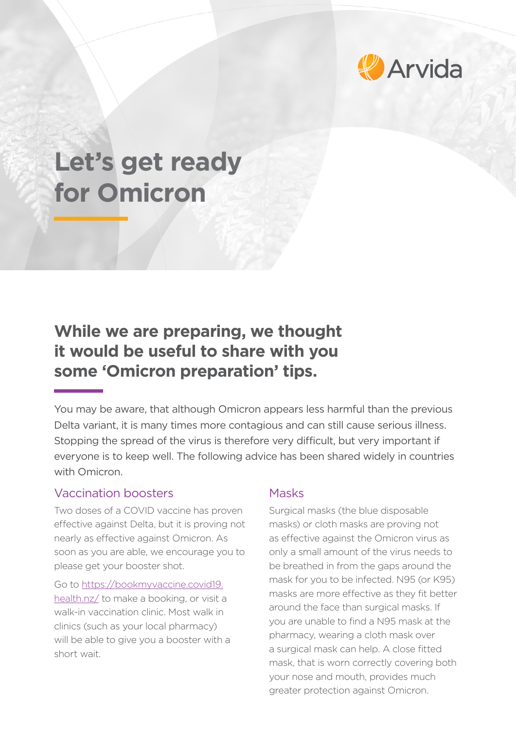Arvida

# Let's get ready for Omicron

## While we are preparing, we thought it would be useful to share with you some 'Omicron preparation' tips.

You may be aware, that although Omicron appears less harmful than the previous Delta variant, it is many times more contagious and can still cause serious illness. Stopping the spread of the virus is therefore very difficult, but very important if everyone is to keep well. The following advice has been shared widely in countries with Omicron.

### Vaccination boosters

Two doses of a COVID vaccine has proven effective against Delta, but it is proving not nearly as effective against Omicron. As soon as you are able, we encourage you to please get your booster shot.

Go to [https://bookmyvaccine.covid19.health.nz/](https://bookmyvaccine.covid19.health.nz/) to make a booking, or visit a walk-in vaccination clinic. Most walk in clinics (such as your local pharmacy) will be able to give you a booster with a short wait.

### Masks

Surgical masks (the blue disposable masks) or cloth masks are proving not as effective against the Omicron virus as only a small amount of the virus needs to be breathed in from the gaps around the mask for you to be infected. N95 (or K95) masks are more effective as they fit better around the face than surgical masks. If you are unable to find a N95 mask at the pharmacy, wearing a cloth mask over a surgical mask can help. A close fitted mask, that is worn correctly covering both your nose and mouth, provides much greater protection against Omicron.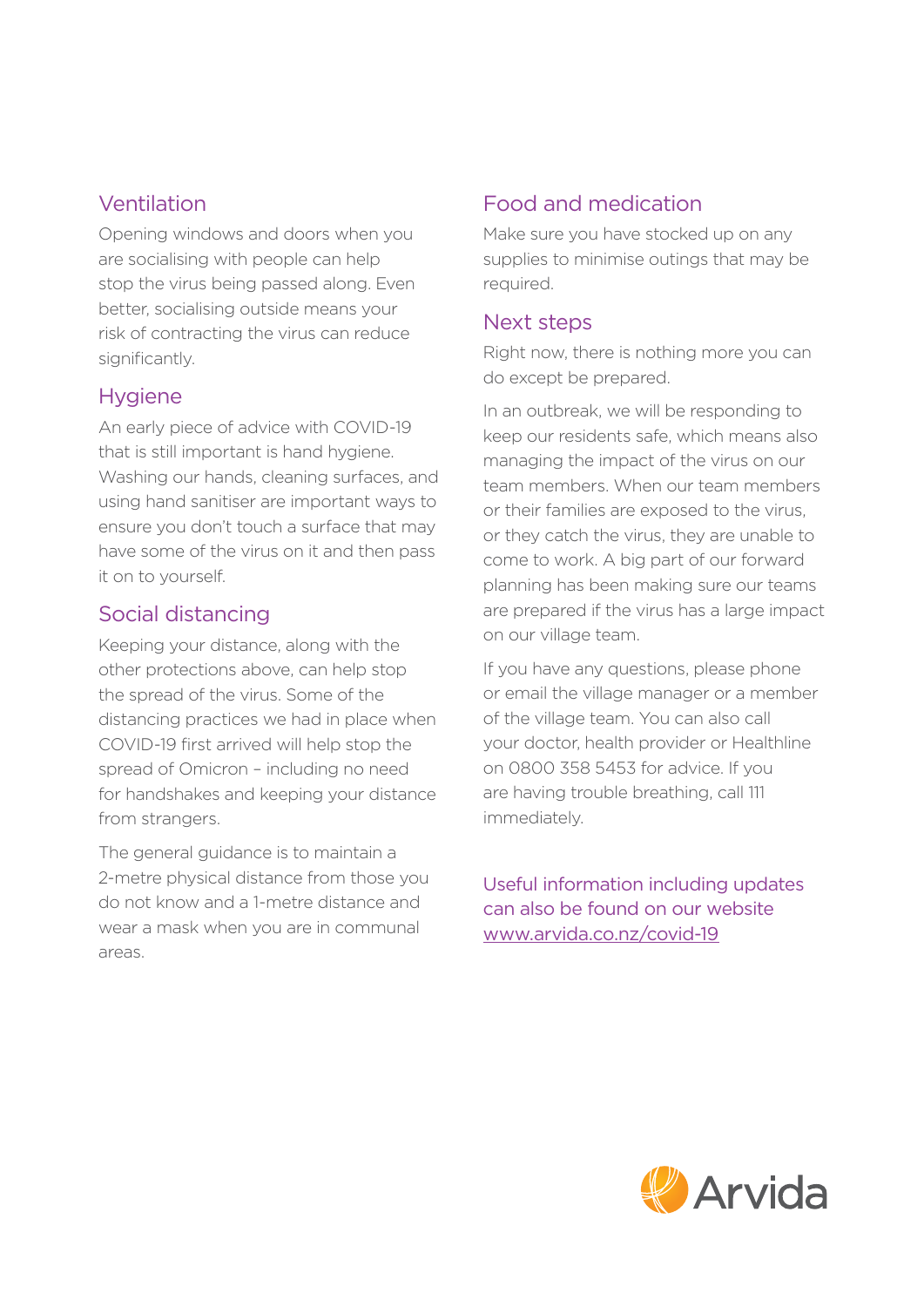## Ventilation

Opening windows and doors when you are socialising with people can help stop the virus being passed along. Even better, socialising outside means your risk of contracting the virus can reduce significantly.

## Hygiene

An early piece of advice with COVID-19 that is still important is hand hygiene. Washing our hands, cleaning surfaces, and using hand sanitiser are important ways to ensure you don't touch a surface that may have some of the virus on it and then pass it on to yourself.

## Social distancing

Keeping your distance, along with the other protections above, can help stop the spread of the virus. Some of the distancing practices we had in place when COVID-19 first arrived will help stop the spread of Omicron – including no need for handshakes and keeping your distance from strangers.

The general guidance is to maintain a 2-metre physical distance from those you do not know and a 1-metre distance and wear a mask when you are in communal areas.

## Food and medication

Make sure you have stocked up on any supplies to minimise outings that may be required.

## Next steps

Right now, there is nothing more you can do except be prepared.

In an outbreak, we will be responding to keep our residents safe, which means also managing the impact of the virus on our team members. When our team members or their families are exposed to the virus, or they catch the virus, they are unable to come to work. A big part of our forward planning has been making sure our teams are prepared if the virus has a large impact on our village team.

If you have any questions, please phone or email the village manager or a member of the village team. You can also call your doctor, health provider or Healthline on 0800 358 5453 for advice. If you are having trouble breathing, call 111 immediately.

Useful information including updates can also be found on our website www.arvida.co.nz/covid-19

Arvida